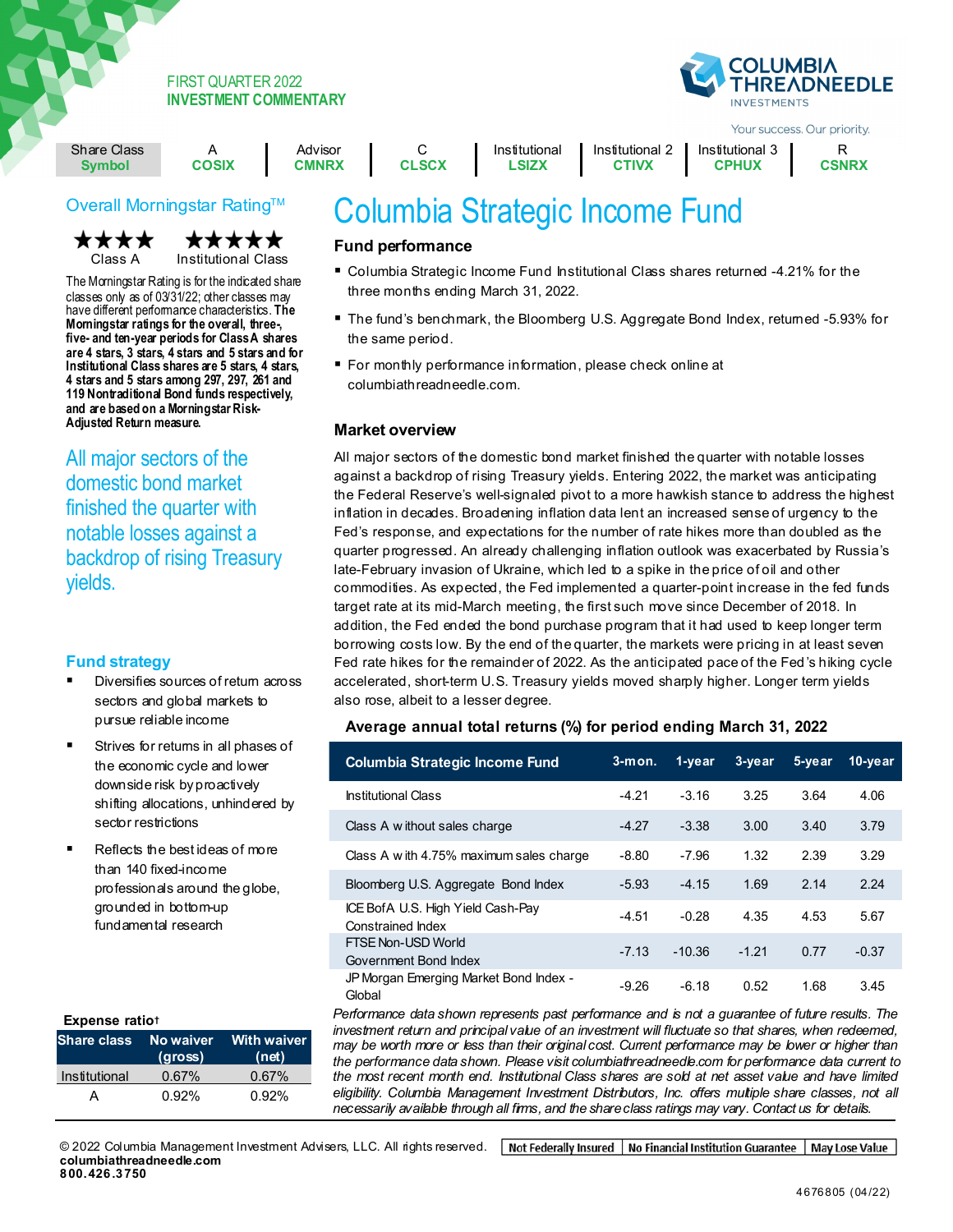FIRST QUARTER 2022
**INVESTMENT COMMENTARY**

COLUMBIA THREADNEEDLE INVESTMENTS

Your success. Our priority.

| Share Class | A | Advisor | C | Institutional | Institutional 2 | Institutional 3 | R |
|---|---|---|---|---|---|---|---|
| **Symbol** | **COSIX** | **CMNRX** | **CLSCX** | **LSIZX** | **CTIVX** | **CPHUX** | **CSNRX** |

# Columbia Strategic Income Fund

## Overall Morningstar Rating™

★★★★ Class A

★★★★★ Institutional Class

The Morningstar Rating is for the indicated share classes only as of 03/31/22; other classes may have different performance characteristics. **The Morningstar ratings for the overall, three-, five- and ten-year periods for Class A shares are 4 stars, 3 stars, 4 stars and 5 stars and for Institutional Class shares are 5 stars, 4 stars, 4 stars and 5 stars among 297, 297, 261 and 119 Nontraditional Bond funds respectively, and are based on a Morningstar Risk-Adjusted Return measure.**

All major sectors of the domestic bond market finished the quarter with notable losses against a backdrop of rising Treasury yields.

## Fund strategy

- Diversifies sources of return across sectors and global markets to pursue reliable income
- Strives for returns in all phases of the economic cycle and lower downside risk by proactively shifting allocations, unhindered by sector restrictions
- Reflects the best ideas of more than 140 fixed-income professionals around the globe, grounded in bottom-up fundamental research

### Expense ratio†

| Share class | No waiver (gross) | With waiver (net) |
|---|---|---|
| Institutional | 0.67% | 0.67% |
| A | 0.92% | 0.92% |

## Fund performance

- Columbia Strategic Income Fund Institutional Class shares returned -4.21% for the three months ending March 31, 2022.
- The fund's benchmark, the Bloomberg U.S. Aggregate Bond Index, returned -5.93% for the same period.
- For monthly performance information, please check online at columbiathreadneedle.com.

## Market overview

All major sectors of the domestic bond market finished the quarter with notable losses against a backdrop of rising Treasury yields. Entering 2022, the market was anticipating the Federal Reserve's well-signaled pivot to a more hawkish stance to address the highest inflation in decades. Broadening inflation data lent an increased sense of urgency to the Fed's response, and expectations for the number of rate hikes more than doubled as the quarter progressed. An already challenging inflation outlook was exacerbated by Russia's late-February invasion of Ukraine, which led to a spike in the price of oil and other commodities. As expected, the Fed implemented a quarter-point increase in the fed funds target rate at its mid-March meeting, the first such move since December of 2018. In addition, the Fed ended the bond purchase program that it had used to keep longer term borrowing costs low. By the end of the quarter, the markets were pricing in at least seven Fed rate hikes for the remainder of 2022. As the anticipated pace of the Fed's hiking cycle accelerated, short-term U.S. Treasury yields moved sharply higher. Longer term yields also rose, albeit to a lesser degree.

**Average annual total returns (%) for period ending March 31, 2022**

| Columbia Strategic Income Fund | 3-mon. | 1-year | 3-year | 5-year | 10-year |
|---|---|---|---|---|---|
| Institutional Class | -4.21 | -3.16 | 3.25 | 3.64 | 4.06 |
| Class A without sales charge | -4.27 | -3.38 | 3.00 | 3.40 | 3.79 |
| Class A with 4.75% maximum sales charge | -8.80 | -7.96 | 1.32 | 2.39 | 3.29 |
| Bloomberg U.S. Aggregate Bond Index | -5.93 | -4.15 | 1.69 | 2.14 | 2.24 |
| ICE BofA U.S. High Yield Cash-Pay Constrained Index | -4.51 | -0.28 | 4.35 | 4.53 | 5.67 |
| FTSE Non-USD World Government Bond Index | -7.13 | -10.36 | -1.21 | 0.77 | -0.37 |
| JP Morgan Emerging Market Bond Index - Global | -9.26 | -6.18 | 0.52 | 1.68 | 3.45 |

*Performance data shown represents past performance and is not a guarantee of future results. The investment return and principal value of an investment will fluctuate so that shares, when redeemed, may be worth more or less than their original cost. Current performance may be lower or higher than the performance data shown. Please visit columbiathreadneedle.com for performance data current to the most recent month end. Institutional Class shares are sold at net asset value and have limited eligibility. Columbia Management Investment Distributors, Inc. offers multiple share classes, not all necessarily available through all firms, and the share class ratings may vary. Contact us for details.*

© 2022 Columbia Management Investment Advisers, LLC. All rights reserved.
**columbiathreadneedle.com**
**800.426.3750**

Not Federally Insured | No Financial Institution Guarantee | May Lose Value

4676805 (04/22)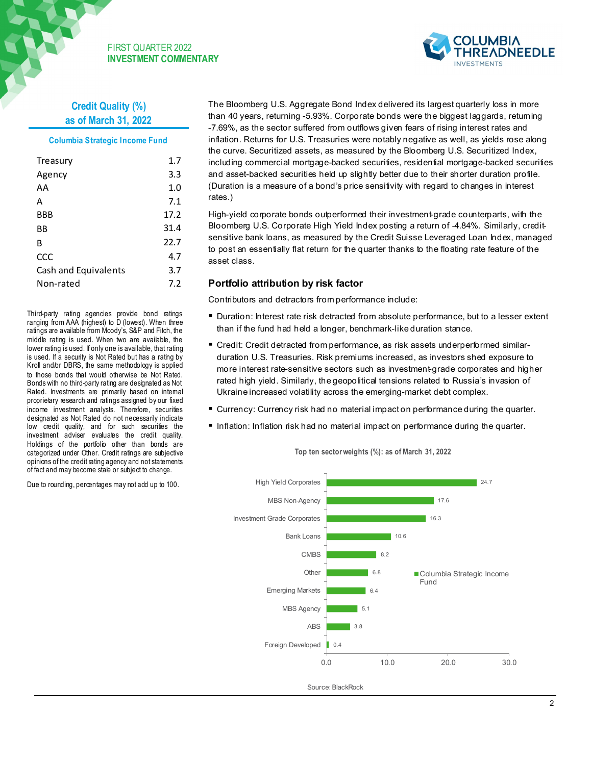FIRST QUARTER 2022
**INVESTMENT COMMENTARY**

## Credit Quality (%) as of March 31, 2022

**Columbia Strategic Income Fund**

| | |
|---|---|
| Treasury | 1.7 |
| Agency | 3.3 |
| AA | 1.0 |
| A | 7.1 |
| BBB | 17.2 |
| BB | 31.4 |
| B | 22.7 |
| CCC | 4.7 |
| Cash and Equivalents | 3.7 |
| Non-rated | 7.2 |

Third-party rating agencies provide bond ratings ranging from AAA (highest) to D (lowest). When three ratings are available from Moody's, S&P and Fitch, the middle rating is used. When two are available, the lower rating is used. If only one is available, that rating is used. If a security is Not Rated but has a rating by Kroll and/or DBRS, the same methodology is applied to those bonds that would otherwise be Not Rated. Bonds with no third-party rating are designated as Not Rated. Investments are primarily based on internal proprietary research and ratings assigned by our fixed income investment analysts. Therefore, securities designated as Not Rated do not necessarily indicate low credit quality, and for such securities the investment adviser evaluates the credit quality. Holdings of the portfolio other than bonds are categorized under Other. Credit ratings are subjective opinions of the credit rating agency and not statements of fact and may become stale or subject to change.

Due to rounding, percentages may not add up to 100.

The Bloomberg U.S. Aggregate Bond Index delivered its largest quarterly loss in more than 40 years, returning -5.93%. Corporate bonds were the biggest laggards, returning -7.69%, as the sector suffered from outflows given fears of rising interest rates and inflation. Returns for U.S. Treasuries were notably negative as well, as yields rose along the curve. Securitized assets, as measured by the Bloomberg U.S. Securitized Index, including commercial mortgage-backed securities, residential mortgage-backed securities and asset-backed securities held up slightly better due to their shorter duration profile. (Duration is a measure of a bond's price sensitivity with regard to changes in interest rates.)

High-yield corporate bonds outperformed their investment-grade counterparts, with the Bloomberg U.S. Corporate High Yield Index posting a return of -4.84%. Similarly, credit-sensitive bank loans, as measured by the Credit Suisse Leveraged Loan Index, managed to post an essentially flat return for the quarter thanks to the floating rate feature of the asset class.

## Portfolio attribution by risk factor

Contributors and detractors from performance include:

- Duration: Interest rate risk detracted from absolute performance, but to a lesser extent than if the fund had held a longer, benchmark-like duration stance.
- Credit: Credit detracted from performance, as risk assets underperformed similar-duration U.S. Treasuries. Risk premiums increased, as investors shed exposure to more interest rate-sensitive sectors such as investment-grade corporates and higher rated high yield. Similarly, the geopolitical tensions related to Russia's invasion of Ukraine increased volatility across the emerging-market debt complex.
- Currency: Currency risk had no material impact on performance during the quarter.
- Inflation: Inflation risk had no material impact on performance during the quarter.

Top ten sector weights (%): as of March 31, 2022

High Yield Corporates 24.7
MBS Non-Agency 17.6
Investment Grade Corporates 16.3
Bank Loans 10.6
CMBS 8.2
Other 6.8
Emerging Markets 6.4
MBS Agency 5.1
ABS 3.8
Foreign Developed 0.4

0.0 10.0 20.0 30.0

Columbia Strategic Income Fund

Source: BlackRock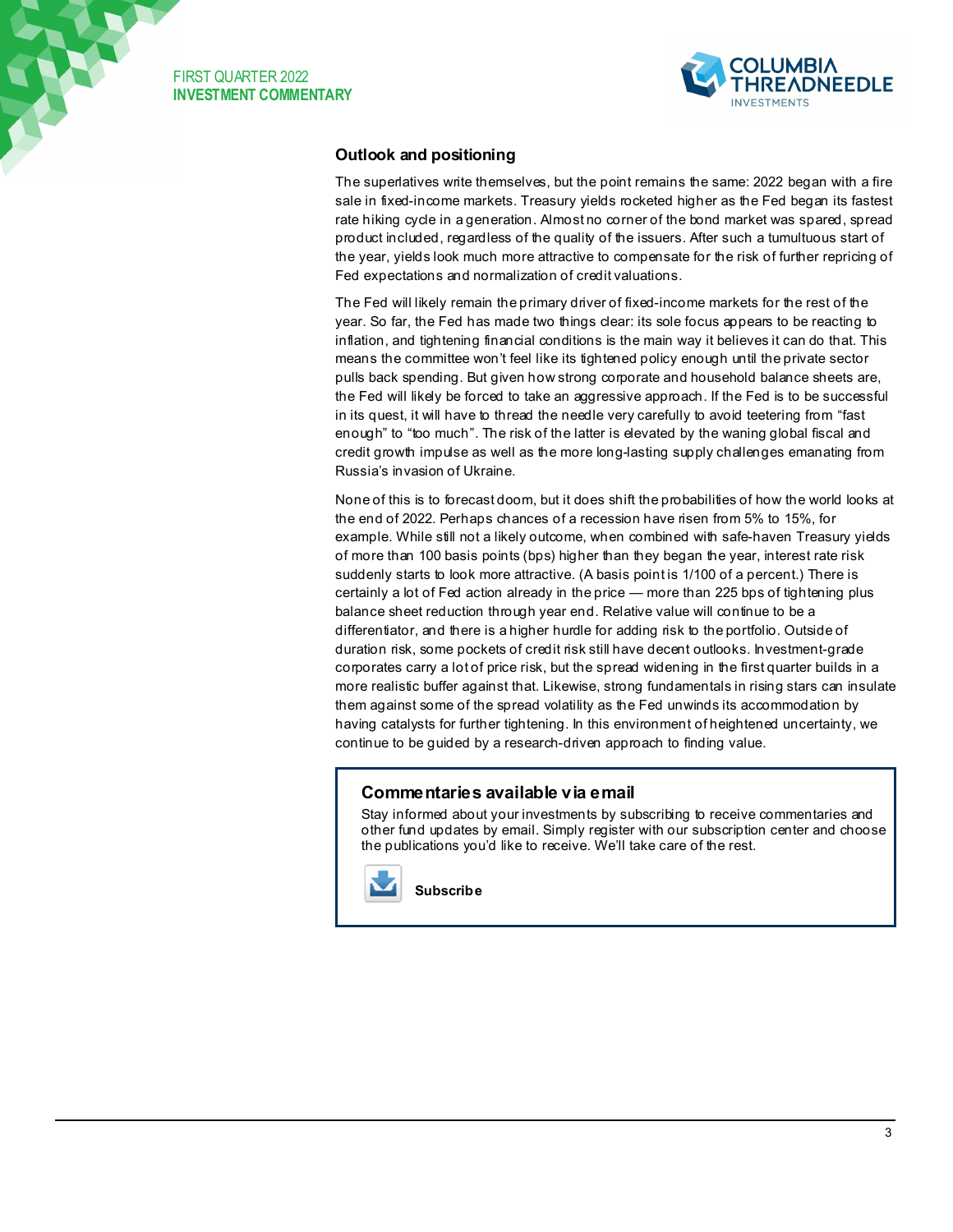## Outlook and positioning

The superlatives write themselves, but the point remains the same: 2022 began with a fire sale in fixed-income markets. Treasury yields rocketed higher as the Fed began its fastest rate hiking cycle in a generation. Almost no corner of the bond market was spared, spread product included, regardless of the quality of the issuers. After such a tumultuous start of the year, yields look much more attractive to compensate for the risk of further repricing of Fed expectations and normalization of credit valuations.

The Fed will likely remain the primary driver of fixed-income markets for the rest of the year. So far, the Fed has made two things clear: its sole focus appears to be reacting to inflation, and tightening financial conditions is the main way it believes it can do that. This means the committee won't feel like its tightened policy enough until the private sector pulls back spending. But given how strong corporate and household balance sheets are, the Fed will likely be forced to take an aggressive approach. If the Fed is to be successful in its quest, it will have to thread the needle very carefully to avoid teetering from "fast enough" to "too much". The risk of the latter is elevated by the waning global fiscal and credit growth impulse as well as the more long-lasting supply challenges emanating from Russia's invasion of Ukraine.

None of this is to forecast doom, but it does shift the probabilities of how the world looks at the end of 2022. Perhaps chances of a recession have risen from 5% to 15%, for example. While still not a likely outcome, when combined with safe-haven Treasury yields of more than 100 basis points (bps) higher than they began the year, interest rate risk suddenly starts to look more attractive. (A basis point is 1/100 of a percent.) There is certainly a lot of Fed action already in the price — more than 225 bps of tightening plus balance sheet reduction through year end. Relative value will continue to be a differentiator, and there is a higher hurdle for adding risk to the portfolio. Outside of duration risk, some pockets of credit risk still have decent outlooks. Investment-grade corporates carry a lot of price risk, but the spread widening in the first quarter builds in a more realistic buffer against that. Likewise, strong fundamentals in rising stars can insulate them against some of the spread volatility as the Fed unwinds its accommodation by having catalysts for further tightening. In this environment of heightened uncertainty, we continue to be guided by a research-driven approach to finding value.

### Commentaries available via email

Stay informed about your investments by subscribing to receive commentaries and other fund updates by email. Simply register with our subscription center and choose the publications you'd like to receive. We'll take care of the rest.

**Subscribe**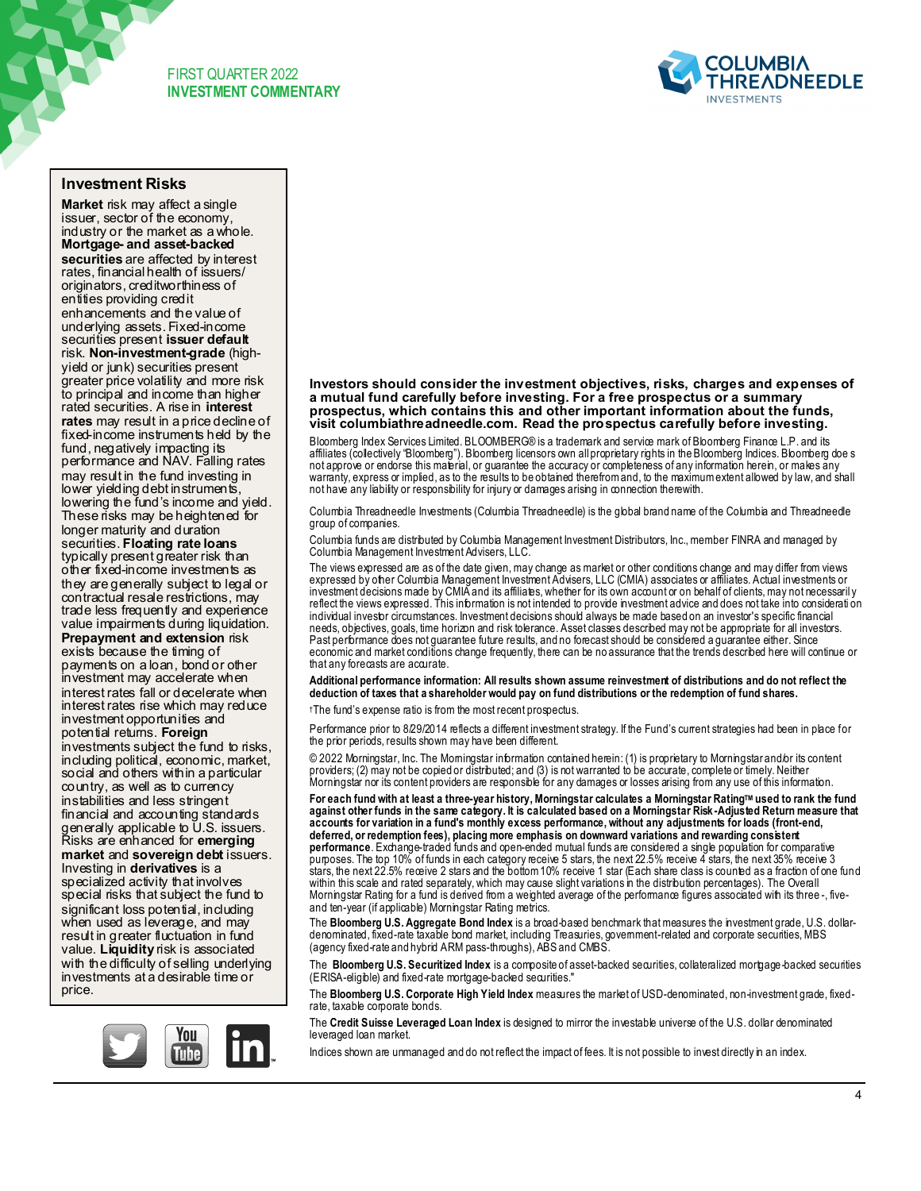## Investment Risks

**Market** risk may affect a single issuer, sector of the economy, industry or the market as a whole. **Mortgage- and asset-backed securities** are affected by interest rates, financial health of issuers/ originators, creditworthiness of entities providing credit enhancements and the value of underlying assets. Fixed-income securities present **issuer default** risk. **Non-investment-grade** (high-yield or junk) securities present greater price volatility and more risk to principal and income than higher rated securities. A rise in **interest rates** may result in a price decline of fixed-income instruments held by the fund, negatively impacting its performance and NAV. Falling rates may result in the fund investing in lower yielding debt instruments, lowering the fund's income and yield. These risks may be heightened for longer maturity and duration securities. **Floating rate loans** typically present greater risk than other fixed-income investments as they are generally subject to legal or contractual resale restrictions, may trade less frequently and experience value impairments during liquidation. **Prepayment and extension** risk exists because the timing of payments on a loan, bond or other investment may accelerate when interest rates fall or decelerate when interest rates rise which may reduce investment opportunities and potential returns. **Foreign** investments subject the fund to risks, including political, economic, market, social and others within a particular country, as well as to currency instabilities and less stringent financial and accounting standards generally applicable to U.S. issuers. Risks are enhanced for **emerging market** and **sovereign debt** issuers. Investing in **derivatives** is a specialized activity that involves special risks that subject the fund to significant loss potential, including when used as leverage, and may result in greater fluctuation in fund value. **Liquidity** risk is associated with the difficulty of selling underlying investments at a desirable time or price.

**Investors should consider the investment objectives, risks, charges and expenses of a mutual fund carefully before investing. For a free prospectus or a summary prospectus, which contains this and other important information about the funds, visit columbiathreadneedle.com. Read the prospectus carefully before investing.**

Bloomberg Index Services Limited. BLOOMBERG® is a trademark and service mark of Bloomberg Finance L.P. and its affiliates (collectively "Bloomberg"). Bloomberg licensors own all proprietary rights in the Bloomberg Indices. Bloomberg does not approve or endorse this material, or guarantee the accuracy or completeness of any information herein, or makes any warranty, express or implied, as to the results to be obtained therefrom and, to the maximum extent allowed by law, and shall not have any liability or responsibility for injury or damages arising in connection therewith.

Columbia Threadneedle Investments (Columbia Threadneedle) is the global brand name of the Columbia and Threadneedle group of companies.

Columbia funds are distributed by Columbia Management Investment Distributors, Inc., member FINRA and managed by Columbia Management Investment Advisers, LLC.

The views expressed are as of the date given, may change as market or other conditions change and may differ from views expressed by other Columbia Management Investment Advisers, LLC (CMIA) associates or affiliates. Actual investments or investment decisions made by CMIA and its affiliates, whether for its own account or on behalf of clients, may not necessarily reflect the views expressed. This information is not intended to provide investment advice and does not take into consideration individual investor circumstances. Investment decisions should always be made based on an investor's specific financial needs, objectives, goals, time horizon and risk tolerance. Asset classes described may not be appropriate for all investors. Past performance does not guarantee future results, and no forecast should be considered a guarantee either. Since economic and market conditions change frequently, there can be no assurance that the trends described here will continue or that any forecasts are accurate.

**Additional performance information: All results shown assume reinvestment of distributions and do not reflect the deduction of taxes that a shareholder would pay on fund distributions or the redemption of fund shares.**

†The fund's expense ratio is from the most recent prospectus.

Performance prior to 8/29/2014 reflects a different investment strategy. If the Fund's current strategies had been in place for the prior periods, results shown may have been different.

© 2022 Morningstar, Inc. The Morningstar information contained herein: (1) is proprietary to Morningstar and/or its content providers; (2) may not be copied or distributed; and (3) is not warranted to be accurate, complete or timely. Neither Morningstar nor its content providers are responsible for any damages or losses arising from any use of this information.

**For each fund with at least a three-year history, Morningstar calculates a Morningstar Rating™ used to rank the fund against other funds in the same category. It is calculated based on a Morningstar Risk-Adjusted Return measure that accounts for variation in a fund's monthly excess performance, without any adjustments for loads (front-end, deferred, or redemption fees), placing more emphasis on downward variations and rewarding consistent performance**. Exchange-traded funds and open-ended mutual funds are considered a single population for comparative purposes. The top 10% of funds in each category receive 5 stars, the next 22.5% receive 4 stars, the next 35% receive 3 stars, the next 22.5% receive 2 stars and the bottom 10% receive 1 star (Each share class is counted as a fraction of one fund within this scale and rated separately, which may cause slight variations in the distribution percentages). The Overall Morningstar Rating for a fund is derived from a weighted average of the performance figures associated with its three-, five- and ten-year (if applicable) Morningstar Rating metrics.

The **Bloomberg U.S. Aggregate Bond Index** is a broad-based benchmark that measures the investment grade, U.S. dollar-denominated, fixed-rate taxable bond market, including Treasuries, government-related and corporate securities, MBS (agency fixed-rate and hybrid ARM pass-throughs), ABS and CMBS.

The **Bloomberg U.S. Securitized Index** is a composite of asset-backed securities, collateralized mortgage-backed securities (ERISA-eligible) and fixed-rate mortgage-backed securities."

The **Bloomberg U.S. Corporate High Yield Index** measures the market of USD-denominated, non-investment grade, fixed-rate, taxable corporate bonds.

The **Credit Suisse Leveraged Loan Index** is designed to mirror the investable universe of the U.S. dollar denominated leveraged loan market.

Indices shown are unmanaged and do not reflect the impact of fees. It is not possible to invest directly in an index.